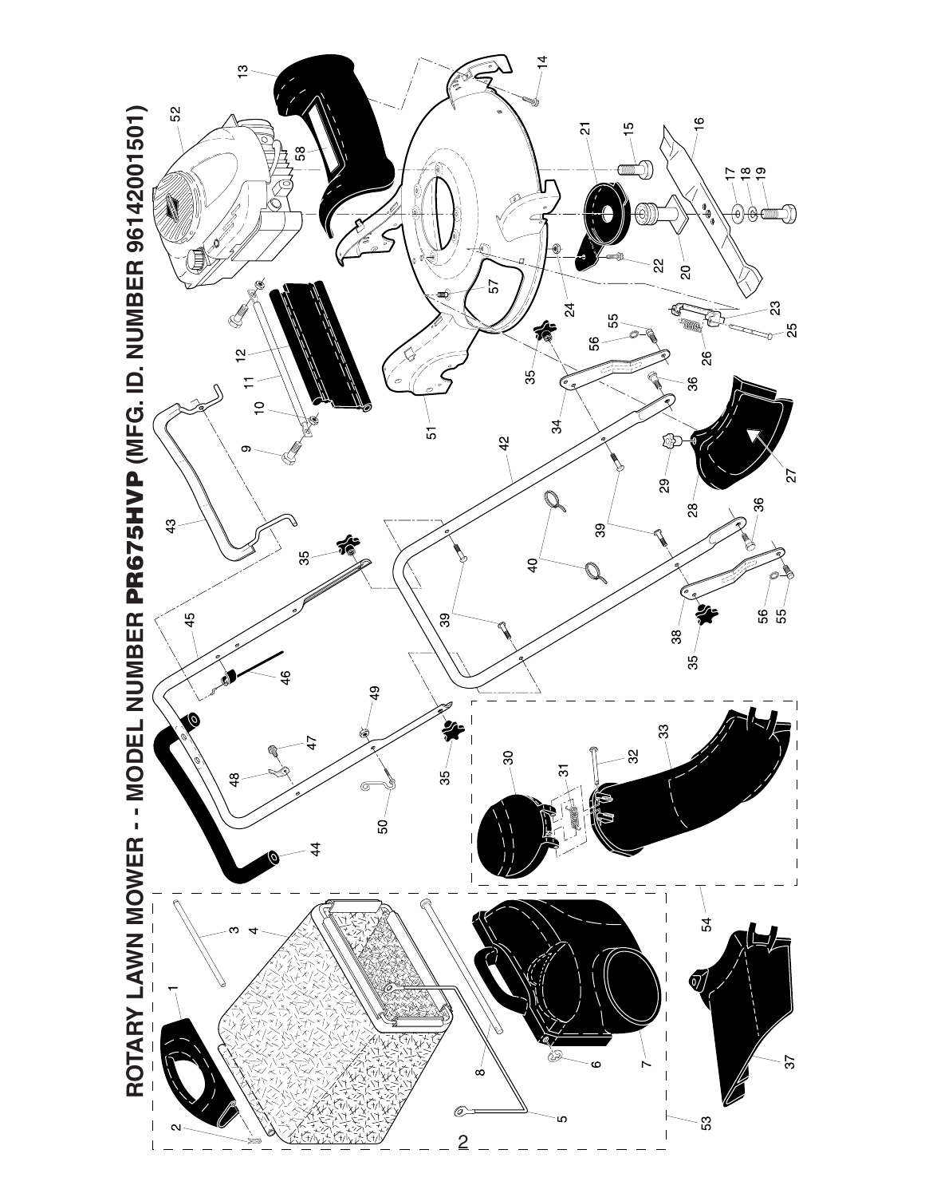# ROTARY LAWN MOWER - - MODEL NUMBER PR675HVP (MFG. ID. NUMBER 96142001501)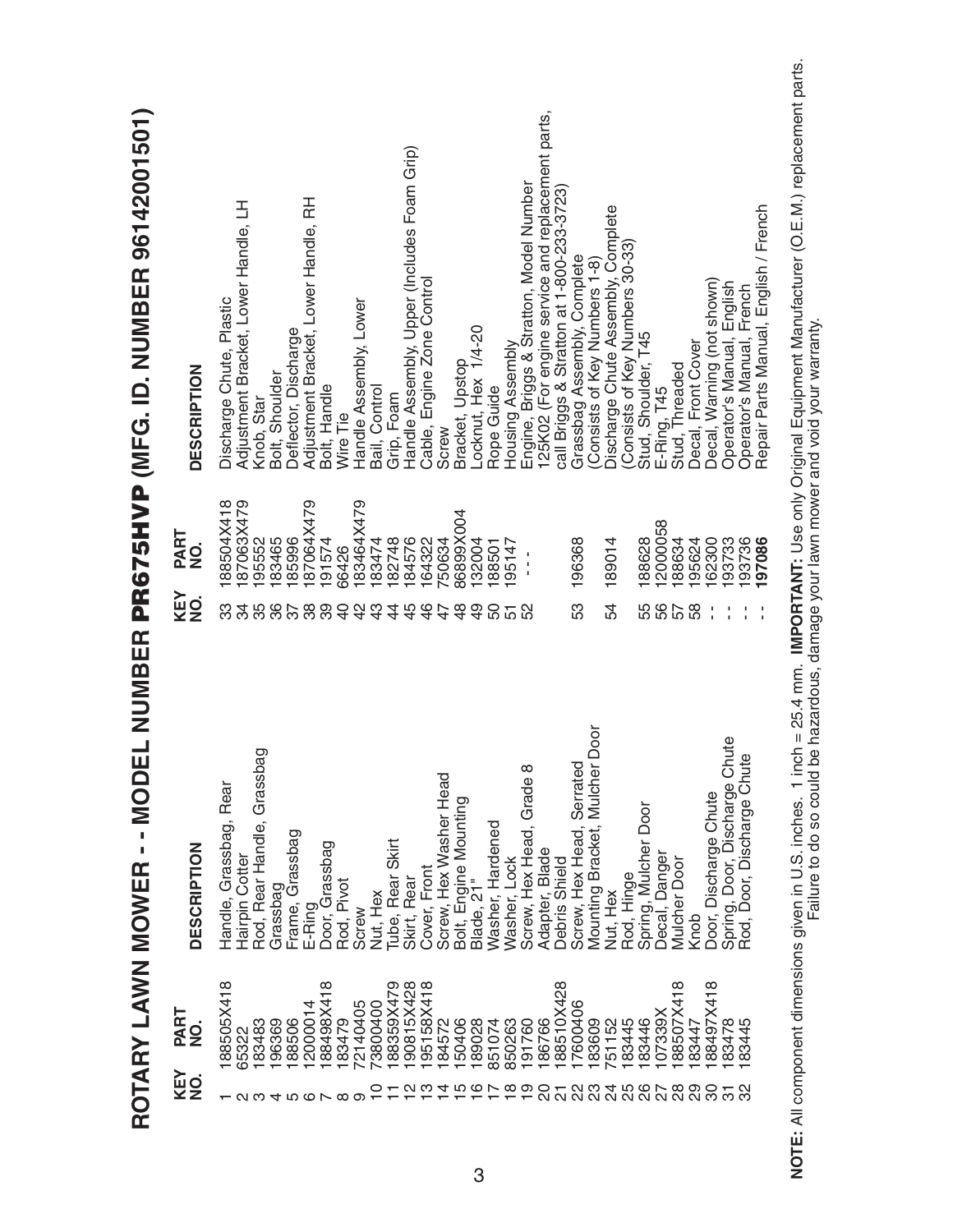# ROTARY LAWN MOWER - - MODEL NUMBER PR675HVP (MFG. ID. NUMBER 96142001501)

| KEY NO. | PART NO. | DESCRIPTION |
|---|---|---|
| 1 | 188505X418 | Handle, Grassbag, Rear |
| 2 | 65322 | Hairpin Cotter |
| 3 | 183483 | Rod, Rear Handle, Grassbag |
| 4 | 196369 | Grassbag |
| 5 | 188506 | Frame, Grassbag |
| 6 | 12000014 | E-Ring |
| 7 | 188498X418 | Door, Grassbag |
| 8 | 183479 | Rod, Pivot |
| 9 | 72140405 | Screw |
| 10 | 73800400 | Nut, Hex |
| 11 | 188359X479 | Tube, Rear Skirt |
| 12 | 190815X428 | Skirt, Rear |
| 13 | 195158X418 | Cover, Front |
| 14 | 184572 | Screw, Hex Washer Head |
| 15 | 150406 | Bolt, Engine Mounting |
| 16 | 189028 | Blade, 21" |
| 17 | 851074 | Washer, Hardened |
| 18 | 850263 | Washer, Lock |
| 19 | 191760 | Screw, Hex Head, Grade 8 |
| 20 | 186766 | Adapter, Blade |
| 21 | 188510X428 | Debris Shield |
| 22 | 17600406 | Screw, Hex Head, Serrated |
| 23 | 183609 | Mounting Bracket, Mulcher Door |
| 24 | 751152 | Nut, Hex |
| 25 | 183445 | Rod, Hinge |
| 26 | 183446 | Spring, Mulcher Door |
| 27 | 107339X | Decal, Danger |
| 28 | 188507X418 | Mulcher Door |
| 29 | 183447 | Knob |
| 30 | 188497X418 | Door, Discharge Chute |
| 31 | 183478 | Spring, Door, Discharge Chute |
| 32 | 183445 | Rod, Door, Discharge Chute |
| 33 | 188504X418 | Discharge Chute, Plastic |
| 34 | 187063X479 | Adjustment Bracket, Lower Handle, LH |
| 35 | 195552 | Knob, Star |
| 36 | 183465 | Bolt, Shoulder |
| 37 | 185996 | Deflector, Discharge |
| 38 | 187064X479 | Adjustment Bracket, Lower Handle, RH |
| 39 | 191574 | Bolt, Handle |
| 40 | 66426 | Wire Tie |
| 42 | 183464X479 | Handle Assembly, Lower |
| 43 | 183474 | Bail, Control |
| 44 | 182748 | Grip, Foam |
| 45 | 184576 | Handle Assembly, Upper (Includes Foam Grip) |
| 46 | 164322 | Cable, Engine Zone Control |
| 47 | 750634 | Screw |
| 48 | 86899X004 | Bracket, Upstop |
| 49 | 132004 | Locknut, Hex 1/4-20 |
| 50 | 188501 | Rope Guide |
| 51 | 195147 | Housing Assembly |
| 52 | - - - | Engine, Briggs & Stratton, Model Number 125K02 (For engine service and replacement parts, call Briggs & Stratton at 1-800-233-3723) |
| 53 | 196368 | Grassbag Assembly, Complete (Consists of Key Numbers 1-8) |
| 54 | 189014 | Discharge Chute Assembly, Complete (Consists of Key Numbers 30-33) |
| 55 | 188628 | Stud, Shoulder, T45 |
| 56 | 12000058 | E-Ring, T45 |
| 57 | 188634 | Stud, Threaded |
| 58 | 195624 | Decal, Front Cover |
| - - | 162300 | Decal, Warning (not shown) |
| - - | 193733 | Operator's Manual, English |
| - - | 193736 | Operator's Manual, French |
| - - | **197086** | Repair Parts Manual, English / French |

**NOTE:** All component dimensions given in U.S. inches. 1 inch = 25.4 mm. **IMPORTANT:** Use only Original Equipment Manufacturer (O.E.M.) replacement parts. Failure to do so could be hazardous, damage your lawn mower and void your warranty.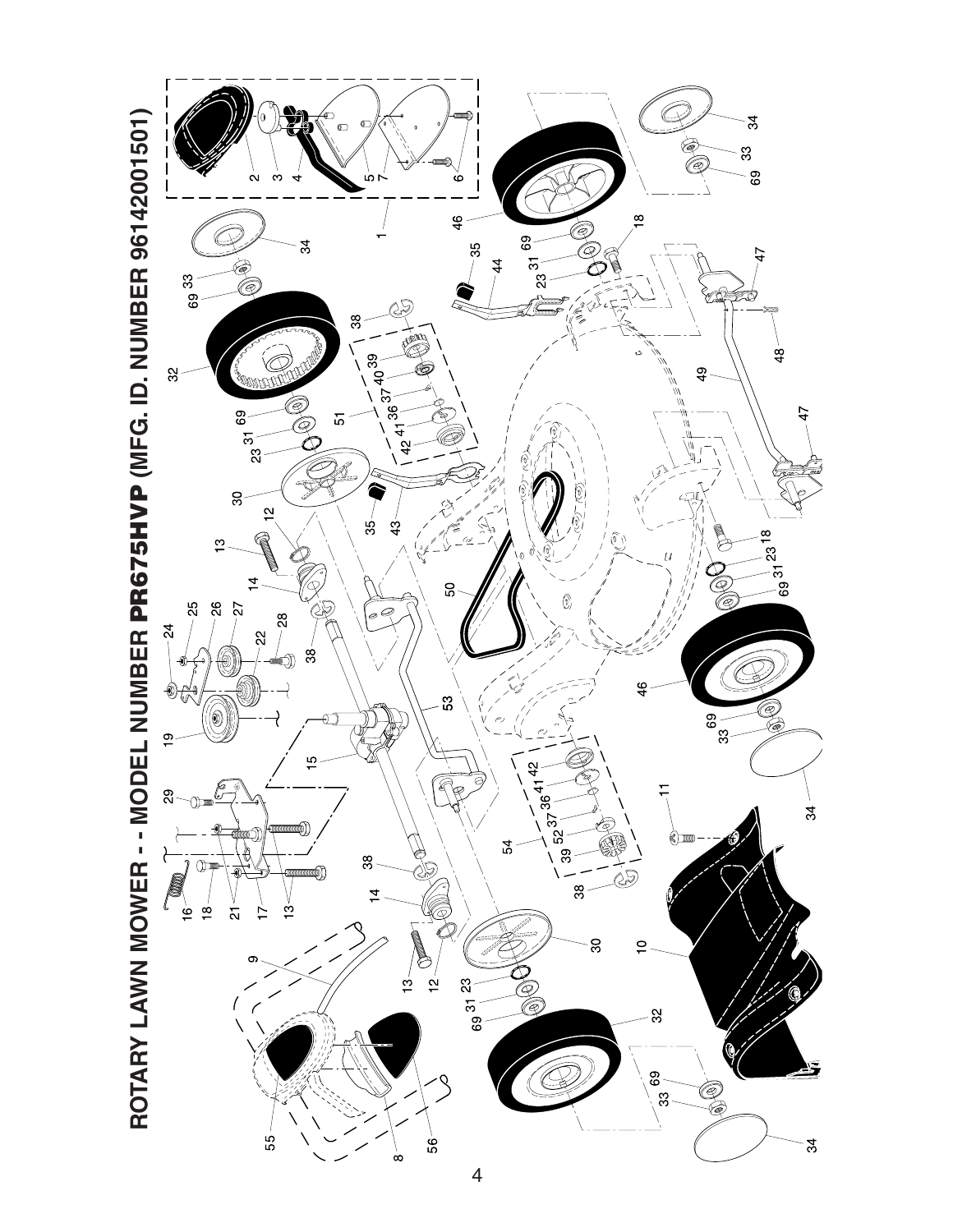# ROTARY LAWN MOWER - - MODEL NUMBER PR675HVP (MFG. ID. NUMBER 96142001501)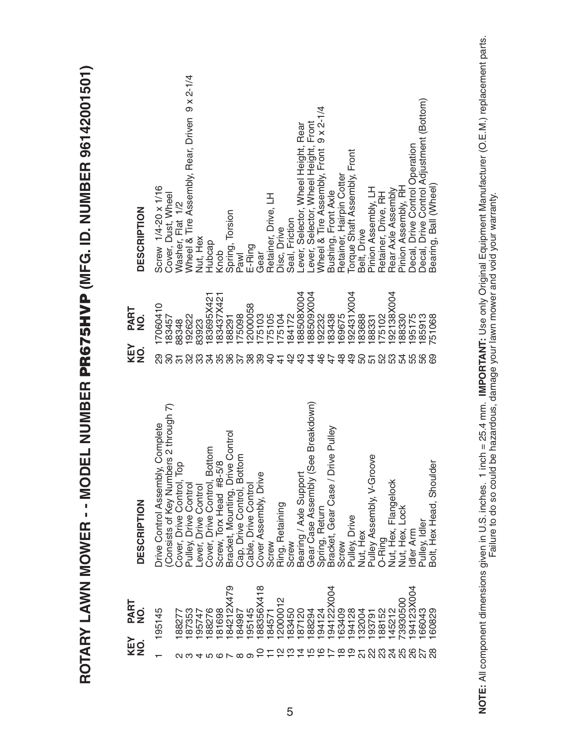# ROTARY LAWN MOWER - - MODEL NUMBER PR675HVP (MFG. ID. NUMBER 96142001501)

| KEY NO. | PART NO. | DESCRIPTION |
|---|---|---|
| 1 | 195145 | Drive Control Assembly, Complete (Consists of Key Numbers 2 through 7) |
| 2 | 188277 | Cover, Drive Control, Top |
| 3 | 187353 | Pulley, Drive Control |
| 4 | 195747 | Lever, Drive Control |
| 5 | 188276 | Cover, Drive Control, Bottom |
| 6 | 181698 | Screw, Torx Head #8-5/8 |
| 7 | 184212X479 | Bracket, Mounting, Drive Control |
| 8 | 184987 | Cap, Drive Control, Bottom |
| 9 | 195145 | Cable, Drive Control |
| 10 | 188356X418 | Cover Assembly, Drive |
| 11 | 184571 | Screw |
| 12 | 12000012 | Ring, Retaining |
| 13 | 183450 | Screw |
| 14 | 187120 | Bearing / Axle Support |
| 15 | 188294 | Gear Case Assembly (See Breakdown) |
| 16 | 194124 | Spring, Return |
| 17 | 194122X004 | Bracket, Gear Case / Drive Pulley |
| 18 | 163409 | Screw |
| 19 | 194128 | Pulley, Drive |
| 21 | 132004 | Nut, Hex |
| 22 | 193791 | Pulley Assembly, V-Groove |
| 23 | 188152 | O-Ring |
| 24 | 145212 | Nut, Hex, Flangelock |
| 25 | 73930500 | Nut, Hex, Lock |
| 26 | 194123X004 | Idler Arm |
| 27 | 166043 | Pulley, Idler |
| 28 | 160829 | Bolt, Hex Head, Shoulder |
| 29 | 17060410 | Screw 1/4-20 x 1/16 |
| 30 | 183457 | Cover, Dust, Wheel |
| 31 | 88348 | Washer, Flat 1/2 |
| 32 | 192622 | Wheel & Tire Assembly, Rear, Driven 9 x 2-1/4 |
| 33 | 83923 | Nut, Hex |
| 34 | 183695X421 | Hubcap |
| 35 | 183437X421 | Knob |
| 36 | 188291 | Spring, Torsion |
| 37 | 175098 | Pawl |
| 38 | 12000058 | E-Ring |
| 39 | 175103 | Gear |
| 40 | 175105 | Retainer, Drive, LH |
| 41 | 175104 | Disc, Drive |
| 42 | 184172 | Seal, Friction |
| 43 | 188508X004 | Lever, Selector, Wheel Height, Rear |
| 44 | 188509X004 | Lever, Selector, Wheel Height, Front |
| 46 | 192232 | Wheel & Tire Assembly, Front 9 x 2-1/4 |
| 47 | 183438 | Bushing, Front Axle |
| 48 | 169675 | Retainer, Hairpin Cotter |
| 49 | 192431X004 | Torque Shaft Assembly, Front |
| 50 | 183688 | Belt, Drive |
| 51 | 188331 | Pinion Assembly, LH |
| 52 | 175102 | Retainer, Drive, RH |
| 53 | 192138X004 | Rear Axle Assembly |
| 54 | 188330 | Pinion Assembly, RH |
| 55 | 195175 | Decal, Drive Control Operation |
| 56 | 185913 | Decal, Drive Control Adjustment (Bottom) |
| 69 | 751068 | Bearing, Ball (Wheel) |

**NOTE:** All component dimensions given in U.S. inches. 1 inch = 25.4 mm. **IMPORTANT:** Use only Original Equipment Manufacturer (O.E.M.) replacement parts. Failure to do so could be hazardous, damage your lawn mower and void your warranty.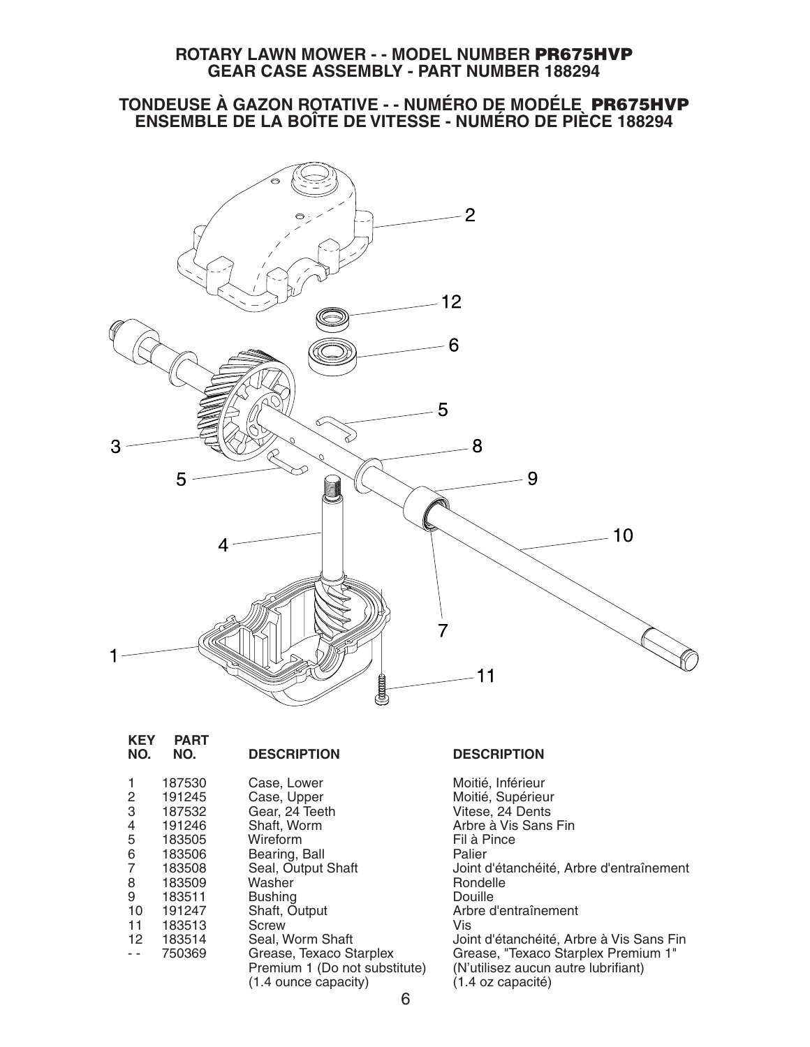# ROTARY LAWN MOWER - - MODEL NUMBER PR675HVP
## GEAR CASE ASSEMBLY - PART NUMBER 188294

# TONDEUSE À GAZON ROTATIVE - - NUMÉRO DE MODÉLE PR675HVP
## ENSEMBLE DE LA BOÎTE DE VITESSE - NUMÉRO DE PIÈCE 188294

2
12
6
5
3
8
5
9
4
10
7
1
11

| KEY NO. | PART NO. | DESCRIPTION | DESCRIPTION |
|---|---|---|---|
| 1 | 187530 | Case, Lower | Moitié, Inférieur |
| 2 | 191245 | Case, Upper | Moitié, Supérieur |
| 3 | 187532 | Gear, 24 Teeth | Vitese, 24 Dents |
| 4 | 191246 | Shaft, Worm | Arbre à Vis Sans Fin |
| 5 | 183505 | Wireform | Fil à Pince |
| 6 | 183506 | Bearing, Ball | Palier |
| 7 | 183508 | Seal, Output Shaft | Joint d'étanchéité, Arbre d'entraînement |
| 8 | 183509 | Washer | Rondelle |
| 9 | 183511 | Bushing | Douille |
| 10 | 191247 | Shaft, Output | Arbre d'entraînement |
| 11 | 183513 | Screw | Vis |
| 12 | 183514 | Seal, Worm Shaft | Joint d'étanchéité, Arbre à Vis Sans Fin |
| - - | 750369 | Grease, Texaco Starplex Premium 1 (Do not substitute) (1.4 ounce capacity) | Grease, "Texaco Starplex Premium 1" (N'utilisez aucun autre lubrifiant) (1.4 oz capacité) |